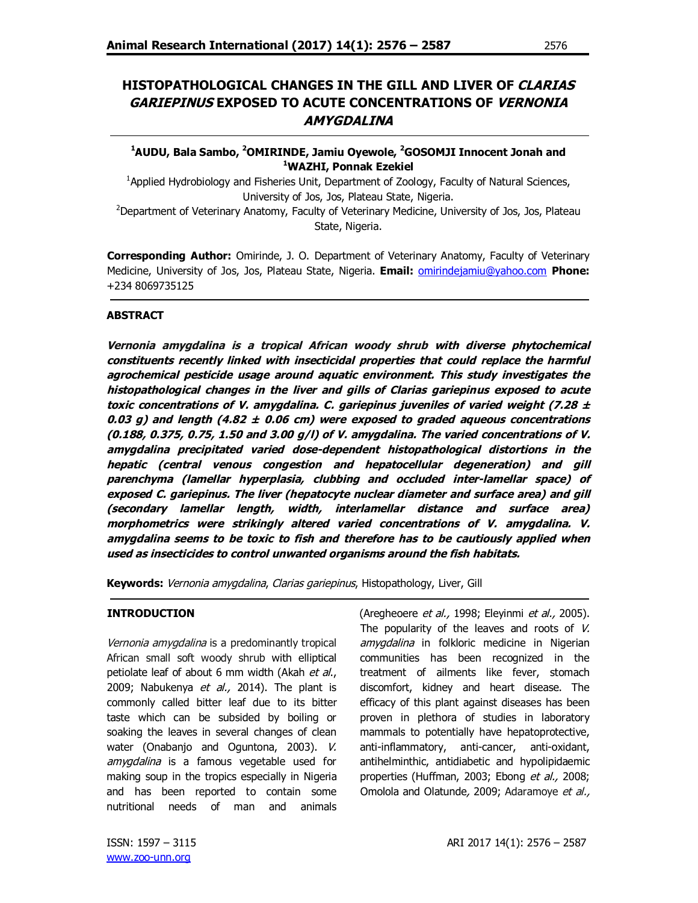# HISTOPATHOLOGICAL CHANGES IN THE GILL AND LIVER OF *CLARIAS GARIEPINUS* EXPOSED TO ACUTE CONCENTRATIONS OF *VERNONIA AMYGDALINA*

**[1]AUDU, Bala Sambo, [2]OMIRINDE, Jamiu Oyewole, [2]GOSOMJI Innocent Jonah and [1]WAZHI, Ponnak Ezekiel**

[1]Applied Hydrobiology and Fisheries Unit, Department of Zoology, Faculty of Natural Sciences, University of Jos, Jos, Plateau State, Nigeria.

[2]Department of Veterinary Anatomy, Faculty of Veterinary Medicine, University of Jos, Jos, Plateau State, Nigeria.

**Corresponding Author:** Omirinde, J. O. Department of Veterinary Anatomy, Faculty of Veterinary Medicine, University of Jos, Jos, Plateau State, Nigeria. **Email:** omirindejamiu@yahoo.com **Phone:** +234 8069735125

## ABSTRACT

***Vernonia amygdalina* is a tropical African woody shrub with diverse phytochemical constituents recently linked with insecticidal properties that could replace the harmful agrochemical pesticide usage around aquatic environment. This study investigates the histopathological changes in the liver and gills of *Clarias gariepinus* exposed to acute toxic concentrations of *V. amygdalina*. *C. gariepinus* juveniles of varied weight (7.28 ± 0.03 g) and length (4.82 ± 0.06 cm) were exposed to graded aqueous concentrations (0.188, 0.375, 0.75, 1.50 and 3.00 g/l) of *V. amygdalina*. The varied concentrations of *V. amygdalina* precipitated varied dose-dependent histopathological distortions in the hepatic (central venous congestion and hepatocellular degeneration) and gill parenchyma (lamellar hyperplasia, clubbing and occluded inter-lamellar space) of exposed *C. gariepinus*. The liver (hepatocyte nuclear diameter and surface area) and gill (secondary lamellar length, width, interlamellar distance and surface area) morphometrics were strikingly altered varied concentrations of *V. amygdalina*. *V. amygdalina* seems to be toxic to fish and therefore has to be cautiously applied when used as insecticides to control unwanted organisms around the fish habitats.***

**Keywords:** *Vernonia amygdalina*, *Clarias gariepinus*, Histopathology, Liver, Gill

## INTRODUCTION

*Vernonia amygdalina* is a predominantly tropical African small soft woody shrub with elliptical petiolate leaf of about 6 mm width (Akah *et al*., 2009; Nabukenya *et al.,* 2014). The plant is commonly called bitter leaf due to its bitter taste which can be subsided by boiling or soaking the leaves in several changes of clean water (Onabanjo and Oguntona, 2003). *V. amygdalina* is a famous vegetable used for making soup in the tropics especially in Nigeria and has been reported to contain some nutritional needs of man and animals (Aregheoere *et al.,* 1998; Eleyinmi *et al.,* 2005). The popularity of the leaves and roots of *V. amygdalina* in folkloric medicine in Nigerian communities has been recognized in the treatment of ailments like fever, stomach discomfort, kidney and heart disease. The efficacy of this plant against diseases has been proven in plethora of studies in laboratory mammals to potentially have hepatoprotective, anti-inflammatory, anti-cancer, anti-oxidant, antihelminthic, antidiabetic and hypolipidaemic properties (Huffman, 2003; Ebong *et al.,* 2008; Omolola and Olatunde*,* 2009; Adaramoye *et al.,*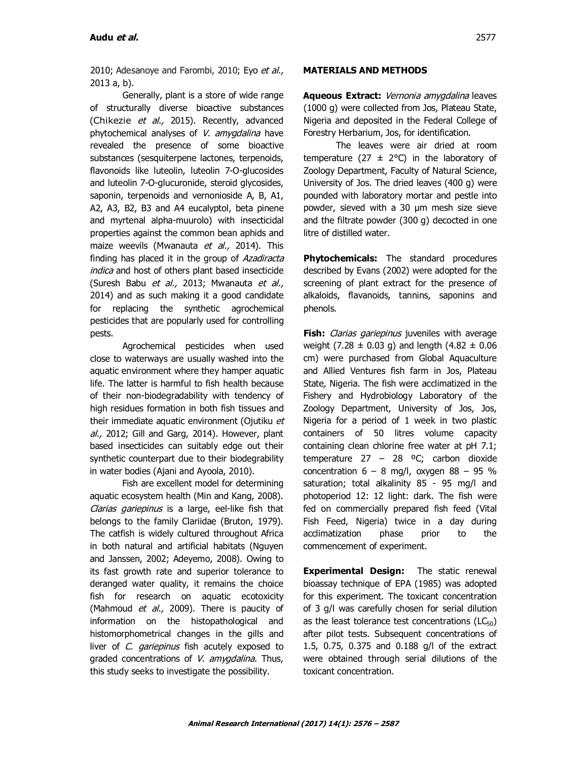2010; Adesanoye and Farombi, 2010; Eyo *et al.,* 2013 a, b).

Generally, plant is a store of wide range of structurally diverse bioactive substances (Chikezie *et al.,* 2015). Recently, advanced phytochemical analyses of *V. amygdalina* have revealed the presence of some bioactive substances (sesquiterpene lactones, terpenoids, flavonoids like luteolin, luteolin 7-O-glucosides and luteolin 7-O-glucuronide, steroid glycosides, saponin, terpenoids and vernonioside A, B, A1, A2, A3, B2, B3 and A4 eucalyptol, beta pinene and myrtenal alpha-muurolo) with insecticidal properties against the common bean aphids and maize weevils (Mwanauta *et al.,* 2014). This finding has placed it in the group of *Azadiracta indica* and host of others plant based insecticide (Suresh Babu *et al.,* 2013; Mwanauta *et al.,* 2014) and as such making it a good candidate for replacing the synthetic agrochemical pesticides that are popularly used for controlling pests.

Agrochemical pesticides when used close to waterways are usually washed into the aquatic environment where they hamper aquatic life. The latter is harmful to fish health because of their non-biodegradability with tendency of high residues formation in both fish tissues and their immediate aquatic environment (Ojutiku *et al.,* 2012; Gill and Garg, 2014). However, plant based insecticides can suitably edge out their synthetic counterpart due to their biodegrability in water bodies (Ajani and Ayoola, 2010).

Fish are excellent model for determining aquatic ecosystem health (Min and Kang, 2008). *Clarias gariepinus* is a large, eel-like fish that belongs to the family Clariidae (Bruton, 1979). The catfish is widely cultured throughout Africa in both natural and artificial habitats (Nguyen and Janssen, 2002; Adeyemo, 2008). Owing to its fast growth rate and superior tolerance to deranged water quality, it remains the choice fish for research on aquatic ecotoxicity (Mahmoud *et al.,* 2009). There is paucity of information on the histopathological and histomorphometrical changes in the gills and liver of *C. gariepinus* fish acutely exposed to graded concentrations of *V. amygdalina.* Thus, this study seeks to investigate the possibility.

## MATERIALS AND METHODS

**Aqueous Extract:** *Vernonia amygdalina* leaves (1000 g) were collected from Jos, Plateau State, Nigeria and deposited in the Federal College of Forestry Herbarium, Jos, for identification.

The leaves were air dried at room temperature (27 ± 2°C) in the laboratory of Zoology Department, Faculty of Natural Science, University of Jos. The dried leaves (400 g) were pounded with laboratory mortar and pestle into powder, sieved with a 30 µm mesh size sieve and the filtrate powder (300 g) decocted in one litre of distilled water.

**Phytochemicals:** The standard procedures described by Evans (2002) were adopted for the screening of plant extract for the presence of alkaloids, flavanoids, tannins, saponins and phenols.

**Fish:** *Clarias gariepinus* juveniles with average weight (7.28 ± 0.03 g) and length (4.82 ± 0.06 cm) were purchased from Global Aquaculture and Allied Ventures fish farm in Jos, Plateau State*,* Nigeria. The fish were acclimatized in the Fishery and Hydrobiology Laboratory of the Zoology Department, University of Jos, Jos, Nigeria for a period of 1 week in two plastic containers of 50 litres volume capacity containing clean chlorine free water at pH 7.1; temperature 27 – 28 ºC; carbon dioxide concentration 6 – 8 mg/l, oxygen 88 – 95 % saturation; total alkalinity 85 - 95 mg/l and photoperiod 12: 12 light: dark. The fish were fed on commercially prepared fish feed (Vital Fish Feed, Nigeria) twice in a day during acclimatization phase prior to the commencement of experiment.

**Experimental Design:** The static renewal bioassay technique of EPA (1985) was adopted for this experiment. The toxicant concentration of 3 g/l was carefully chosen for serial dilution as the least tolerance test concentrations ($LC_{50}$) after pilot tests. Subsequent concentrations of 1.5, 0.75, 0.375 and 0.188 g/l of the extract were obtained through serial dilutions of the toxicant concentration.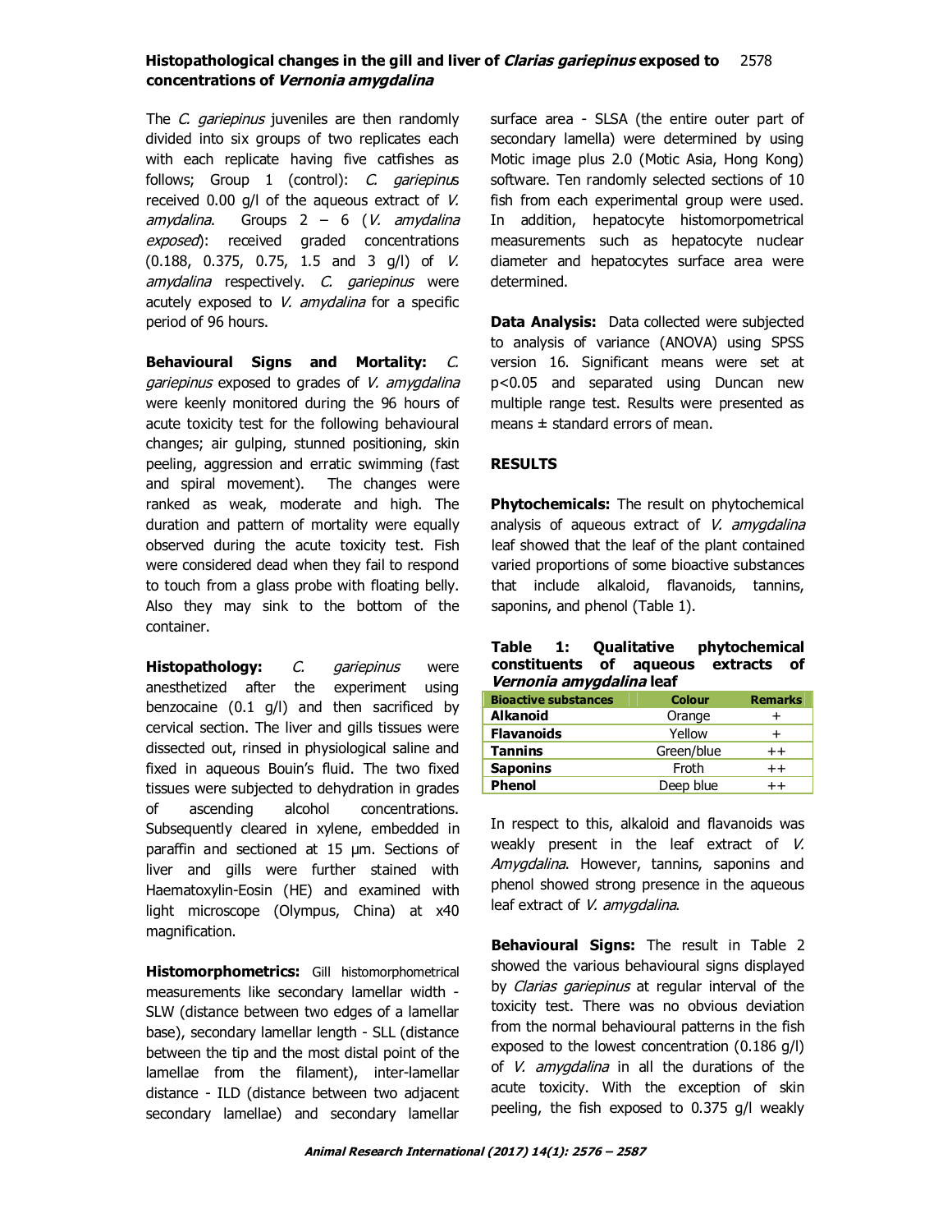The *C. gariepinus* juveniles are then randomly divided into six groups of two replicates each with each replicate having five catfishes as follows; Group 1 (control): *C. gariepinus* received 0.00 g/l of the aqueous extract of *V. amydalina*. Groups 2 – 6 (*V. amydalina exposed*): received graded concentrations (0.188, 0.375, 0.75, 1.5 and 3 g/l) of *V. amydalina* respectively. *C. gariepinus* were acutely exposed to *V. amydalina* for a specific period of 96 hours.

**Behavioural Signs and Mortality:** *C. gariepinus* exposed to grades of *V. amygdalina* were keenly monitored during the 96 hours of acute toxicity test for the following behavioural changes; air gulping, stunned positioning, skin peeling, aggression and erratic swimming (fast and spiral movement). The changes were ranked as weak, moderate and high. The duration and pattern of mortality were equally observed during the acute toxicity test. Fish were considered dead when they fail to respond to touch from a glass probe with floating belly. Also they may sink to the bottom of the container.

**Histopathology:** *C. gariepinus* were anesthetized after the experiment using benzocaine (0.1 g/l) and then sacrificed by cervical section. The liver and gills tissues were dissected out, rinsed in physiological saline and fixed in aqueous Bouin's fluid. The two fixed tissues were subjected to dehydration in grades of ascending alcohol concentrations. Subsequently cleared in xylene, embedded in paraffin and sectioned at 15 µm. Sections of liver and gills were further stained with Haematoxylin-Eosin (HE) and examined with light microscope (Olympus, China) at x40 magnification.

**Histomorphometrics:** Gill histomorphometrical measurements like secondary lamellar width - SLW (distance between two edges of a lamellar base), secondary lamellar length - SLL (distance between the tip and the most distal point of the lamellae from the filament), inter-lamellar distance - ILD (distance between two adjacent secondary lamellae) and secondary lamellar surface area - SLSA (the entire outer part of secondary lamella) were determined by using Motic image plus 2.0 (Motic Asia, Hong Kong) software. Ten randomly selected sections of 10 fish from each experimental group were used. In addition, hepatocyte histomorpometrical measurements such as hepatocyte nuclear diameter and hepatocytes surface area were determined.

**Data Analysis:** Data collected were subjected to analysis of variance (ANOVA) using SPSS version 16. Significant means were set at $p<0.05$ and separated using Duncan new multiple range test. Results were presented as means ± standard errors of mean.

## RESULTS

**Phytochemicals:** The result on phytochemical analysis of aqueous extract of *V. amygdalina* leaf showed that the leaf of the plant contained varied proportions of some bioactive substances that include alkaloid, flavanoids, tannins, saponins, and phenol (Table 1).

**Table 1: Qualitative phytochemical constituents of aqueous extracts of *Vernonia amygdalina* leaf**

| Bioactive substances | Colour | Remarks |
|---|---|---|
| **Alkanoid** | Orange | + |
| **Flavanoids** | Yellow | + |
| **Tannins** | Green/blue | ++ |
| **Saponins** | Froth | ++ |
| **Phenol** | Deep blue | ++ |

In respect to this, alkaloid and flavanoids was weakly present in the leaf extract of *V. Amygdalina*. However, tannins, saponins and phenol showed strong presence in the aqueous leaf extract of *V. amygdalina*.

**Behavioural Signs:** The result in Table 2 showed the various behavioural signs displayed by *Clarias gariepinus* at regular interval of the toxicity test. There was no obvious deviation from the normal behavioural patterns in the fish exposed to the lowest concentration (0.186 g/l) of *V. amygdalina* in all the durations of the acute toxicity. With the exception of skin peeling, the fish exposed to 0.375 g/l weakly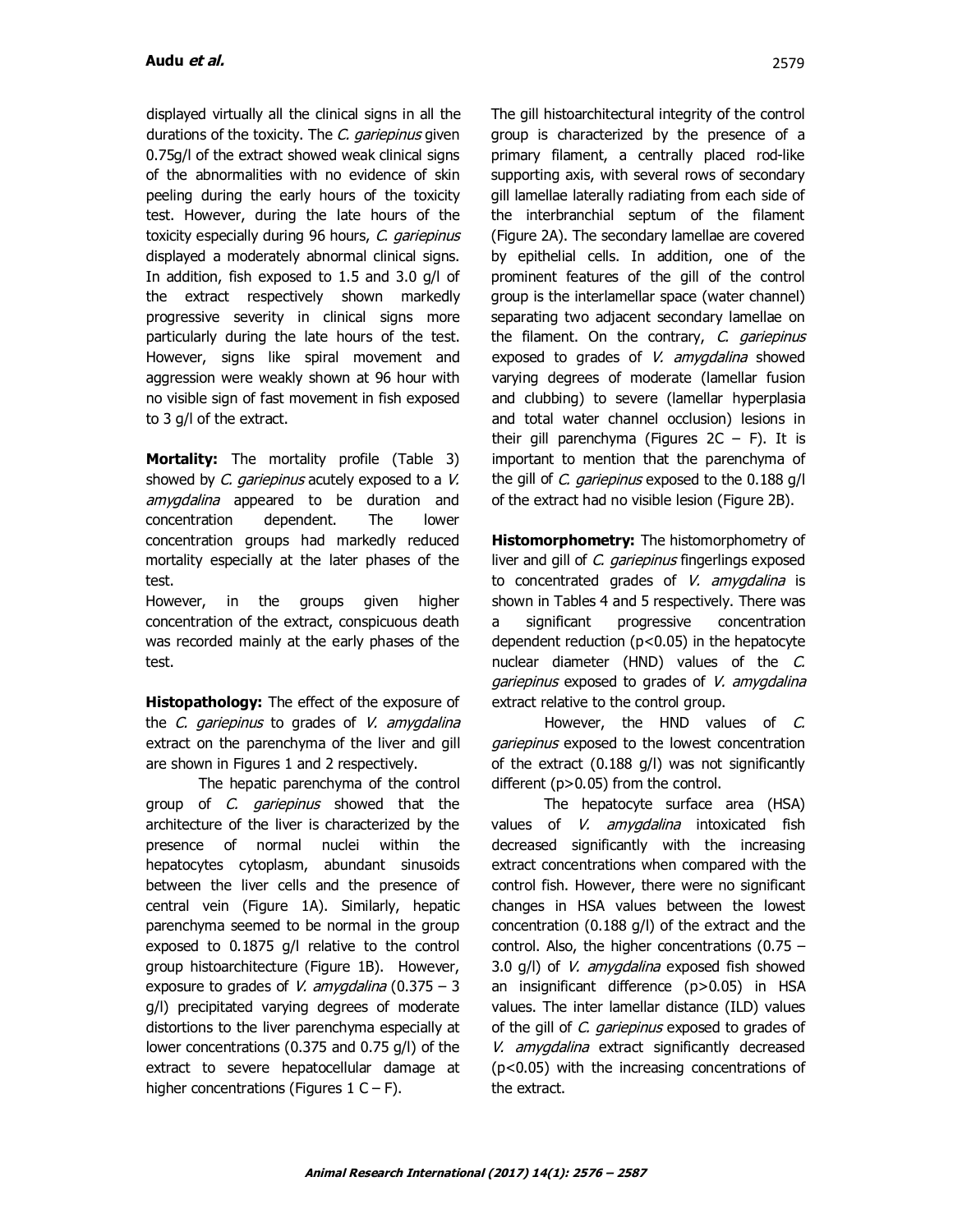displayed virtually all the clinical signs in all the durations of the toxicity. The *C. gariepinus* given 0.75g/l of the extract showed weak clinical signs of the abnormalities with no evidence of skin peeling during the early hours of the toxicity test. However, during the late hours of the toxicity especially during 96 hours, *C. gariepinus* displayed a moderately abnormal clinical signs. In addition, fish exposed to 1.5 and 3.0 g/l of the extract respectively shown markedly progressive severity in clinical signs more particularly during the late hours of the test. However, signs like spiral movement and aggression were weakly shown at 96 hour with no visible sign of fast movement in fish exposed to 3 g/l of the extract.

**Mortality:** The mortality profile (Table 3) showed by *C. gariepinus* acutely exposed to a *V. amygdalina* appeared to be duration and concentration dependent. The lower concentration groups had markedly reduced mortality especially at the later phases of the test.

However, in the groups given higher concentration of the extract, conspicuous death was recorded mainly at the early phases of the test.

**Histopathology:** The effect of the exposure of the *C. gariepinus* to grades of *V. amygdalina* extract on the parenchyma of the liver and gill are shown in Figures 1 and 2 respectively.

The hepatic parenchyma of the control group of *C. gariepinus* showed that the architecture of the liver is characterized by the presence of normal nuclei within the hepatocytes cytoplasm, abundant sinusoids between the liver cells and the presence of central vein (Figure 1A). Similarly, hepatic parenchyma seemed to be normal in the group exposed to 0.1875 g/l relative to the control group histoarchitecture (Figure 1B). However, exposure to grades of *V. amygdalina* (0.375 – 3 g/l) precipitated varying degrees of moderate distortions to the liver parenchyma especially at lower concentrations (0.375 and 0.75 g/l) of the extract to severe hepatocellular damage at higher concentrations (Figures 1 C – F).

The gill histoarchitectural integrity of the control group is characterized by the presence of a primary filament, a centrally placed rod-like supporting axis, with several rows of secondary gill lamellae laterally radiating from each side of the interbranchial septum of the filament (Figure 2A). The secondary lamellae are covered by epithelial cells. In addition, one of the prominent features of the gill of the control group is the interlamellar space (water channel) separating two adjacent secondary lamellae on the filament. On the contrary, *C. gariepinus* exposed to grades of *V. amygdalina* showed varying degrees of moderate (lamellar fusion and clubbing) to severe (lamellar hyperplasia and total water channel occlusion) lesions in their gill parenchyma (Figures 2C – F). It is important to mention that the parenchyma of the gill of *C. gariepinus* exposed to the 0.188 g/l of the extract had no visible lesion (Figure 2B).

**Histomorphometry:** The histomorphometry of liver and gill of *C. gariepinus* fingerlings exposed to concentrated grades of *V. amygdalina* is shown in Tables 4 and 5 respectively. There was a significant progressive concentration dependent reduction ($p<0.05$) in the hepatocyte nuclear diameter (HND) values of the *C. gariepinus* exposed to grades of *V. amygdalina* extract relative to the control group.

However, the HND values of *C. gariepinus* exposed to the lowest concentration of the extract (0.188 g/l) was not significantly different ($p>0.05$) from the control.

The hepatocyte surface area (HSA) values of *V. amygdalina* intoxicated fish decreased significantly with the increasing extract concentrations when compared with the control fish. However, there were no significant changes in HSA values between the lowest concentration (0.188 g/l) of the extract and the control. Also, the higher concentrations (0.75 – 3.0 g/l) of *V. amygdalina* exposed fish showed an insignificant difference ($p>0.05$) in HSA values. The inter lamellar distance (ILD) values of the gill of *C. gariepinus* exposed to grades of *V. amygdalina* extract significantly decreased ($p<0.05$) with the increasing concentrations of the extract.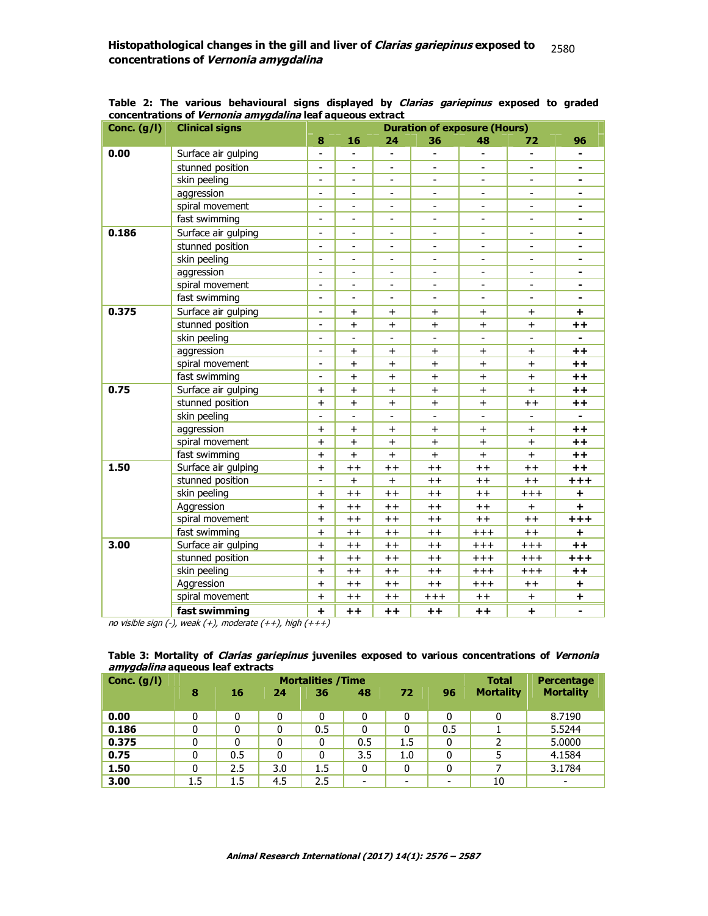**Table 2: The various behavioural signs displayed by *Clarias gariepinus* exposed to graded concentrations of *Vernonia amygdalina* leaf aqueous extract**

| Conc. (g/l) | Clinical signs | Duration of exposure (Hours) | | | | | | |
|---|---|---|---|---|---|---|---|---|
| | | 8 | 16 | 24 | 36 | 48 | 72 | 96 |
| **0.00** | Surface air gulping | - | - | - | - | - | - | - |
| | stunned position | - | - | - | - | - | - | - |
| | skin peeling | - | - | - | - | - | - | - |
| | aggression | - | - | - | - | - | - | - |
| | spiral movement | - | - | - | - | - | - | - |
| | fast swimming | - | - | - | - | - | - | - |
| **0.186** | Surface air gulping | - | - | - | - | - | - | - |
| | stunned position | - | - | - | - | - | - | - |
| | skin peeling | - | - | - | - | - | - | - |
| | aggression | - | - | - | - | - | - | - |
| | spiral movement | - | - | - | - | - | - | - |
| | fast swimming | - | - | - | - | - | - | - |
| **0.375** | Surface air gulping | - | + | + | + | + | + | + |
| | stunned position | - | + | + | + | + | + | ++ |
| | skin peeling | - | - | - | - | - | - | - |
| | aggression | - | + | + | + | + | + | ++ |
| | spiral movement | - | + | + | + | + | + | ++ |
| | fast swimming | - | + | + | + | + | + | ++ |
| **0.75** | Surface air gulping | + | + | + | + | + | + | ++ |
| | stunned position | + | + | + | + | + | ++ | ++ |
| | skin peeling | - | - | - | - | - | - | - |
| | aggression | + | + | + | + | + | + | ++ |
| | spiral movement | + | + | + | + | + | + | ++ |
| | fast swimming | + | + | + | + | + | + | ++ |
| **1.50** | Surface air gulping | + | ++ | ++ | ++ | ++ | ++ | ++ |
| | stunned position | - | + | + | ++ | ++ | ++ | +++ |
| | skin peeling | + | ++ | ++ | ++ | ++ | +++ | + |
| | Aggression | + | ++ | ++ | ++ | ++ | + | + |
| | spiral movement | + | ++ | ++ | ++ | ++ | ++ | +++ |
| | fast swimming | + | ++ | ++ | ++ | +++ | ++ | + |
| **3.00** | Surface air gulping | + | ++ | ++ | ++ | +++ | +++ | ++ |
| | stunned position | + | ++ | ++ | ++ | +++ | +++ | +++ |
| | skin peeling | + | ++ | ++ | ++ | +++ | +++ | ++ |
| | Aggression | + | ++ | ++ | ++ | +++ | ++ | + |
| | spiral movement | + | ++ | ++ | +++ | ++ | + | + |
| | **fast swimming** | + | ++ | ++ | ++ | ++ | + | - |

*no visible sign (-), weak (+), moderate (++), high (+++)*

**Table 3: Mortality of *Clarias gariepinus* juveniles exposed to various concentrations of *Vernonia amygdalina* aqueous leaf extracts**

| Conc. (g/l) | Mortalities /Time | | | | | | | Total Mortality | Percentage Mortality |
|---|---|---|---|---|---|---|---|---|---|
| | 8 | 16 | 24 | 36 | 48 | 72 | 96 | | |
| **0.00** | 0 | 0 | 0 | 0 | 0 | 0 | 0 | 0 | 8.7190 |
| **0.186** | 0 | 0 | 0 | 0.5 | 0 | 0 | 0.5 | 1 | 5.5244 |
| **0.375** | 0 | 0 | 0 | 0 | 0.5 | 1.5 | 0 | 2 | 5.0000 |
| **0.75** | 0 | 0.5 | 0 | 0 | 3.5 | 1.0 | 0 | 5 | 4.1584 |
| **1.50** | 0 | 2.5 | 3.0 | 1.5 | 0 | 0 | 0 | 7 | 3.1784 |
| **3.00** | 1.5 | 1.5 | 4.5 | 2.5 | - | - | - | 10 | - |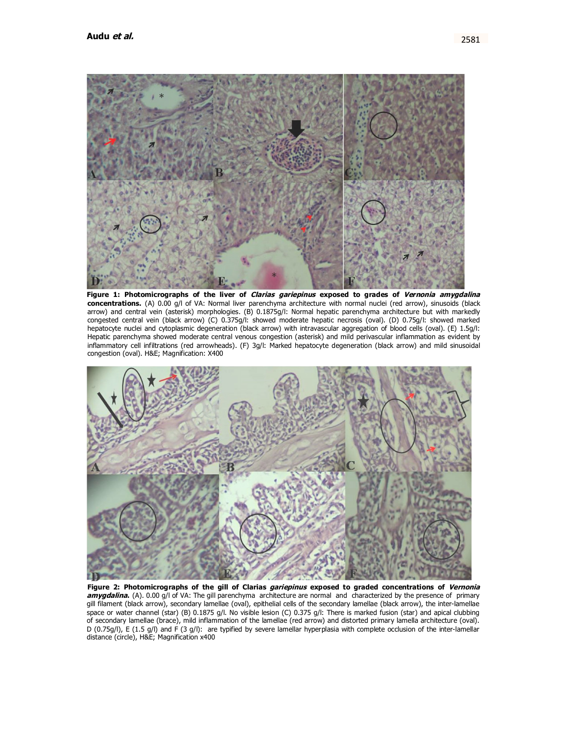**Figure 1: Photomicrographs of the liver of *Clarias gariepinus* exposed to grades of *Vernonia amygdalina* concentrations.** (A) 0.00 g/l of VA: Normal liver parenchyma architecture with normal nuclei (red arrow), sinusoids (black arrow) and central vein (asterisk) morphologies. (B) 0.1875g/l: Normal hepatic parenchyma architecture but with markedly congested central vein (black arrow) (C) 0.375g/l: showed moderate hepatic necrosis (oval). (D) 0.75g/l: showed marked hepatocyte nuclei and cytoplasmic degeneration (black arrow) with intravascular aggregation of blood cells (oval). (E) 1.5g/l: Hepatic parenchyma showed moderate central venous congestion (asterisk) and mild perivascular inflammation as evident by inflammatory cell infiltrations (red arrowheads). (F) 3g/l: Marked hepatocyte degeneration (black arrow) and mild sinusoidal congestion (oval). H&E; Magnification: X400

**Figure 2: Photomicrographs of the gill of Clarias *gariepinus* exposed to graded concentrations of *Vernonia amygdalina*.** (A). 0.00 g/l of VA: The gill parenchyma architecture are normal and characterized by the presence of primary gill filament (black arrow), secondary lamellae (oval), epithelial cells of the secondary lamellae (black arrow), the inter-lamellae space or water channel (star) (B) 0.1875 g/l. No visible lesion (C) 0.375 g/l: There is marked fusion (star) and apical clubbing of secondary lamellae (brace), mild inflammation of the lamellae (red arrow) and distorted primary lamella architecture (oval). D (0.75g/l), E (1.5 g/l) and F (3 g/l): are typified by severe lamellar hyperplasia with complete occlusion of the inter-lamellar distance (circle), H&E; Magnification x400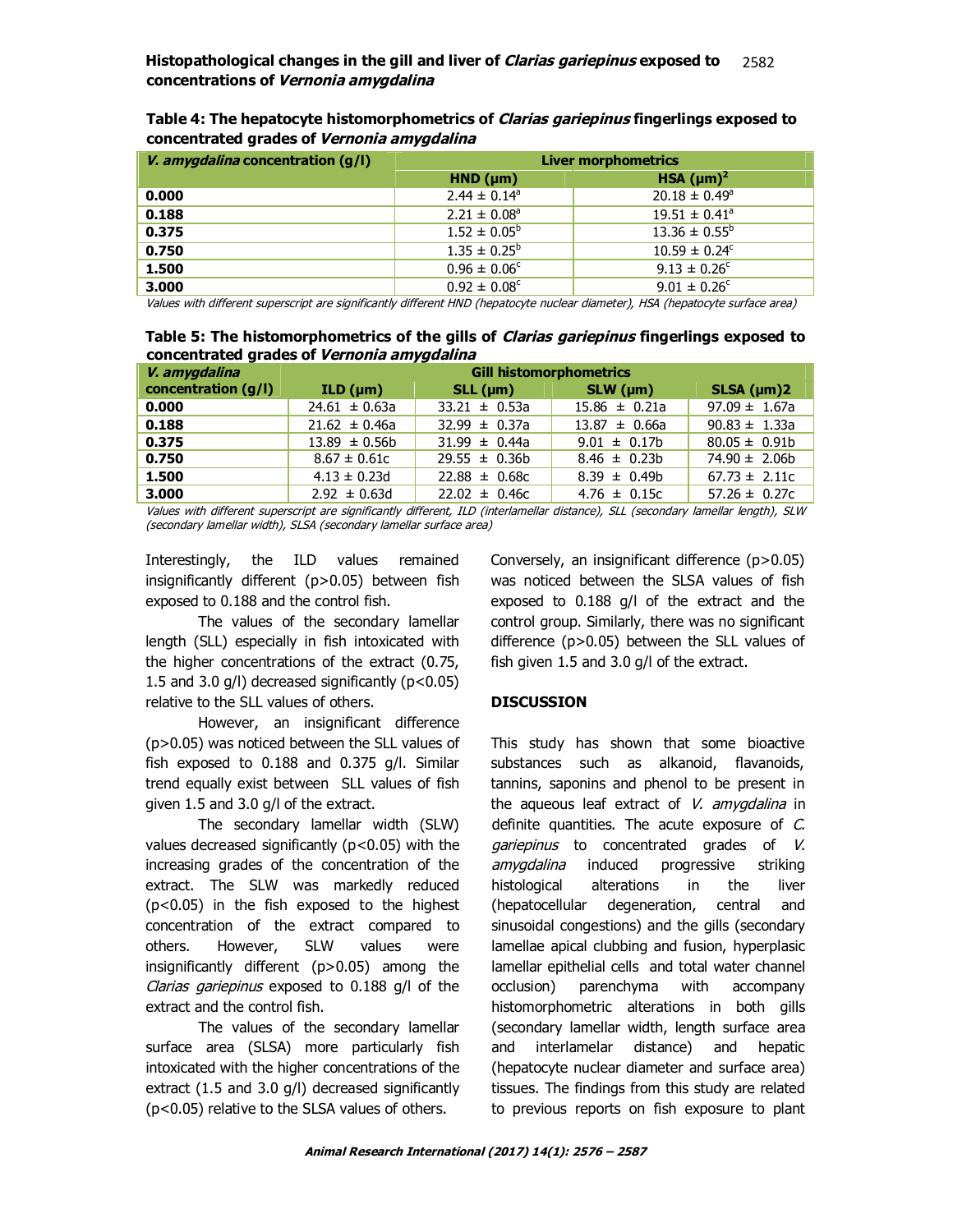**Table 4: The hepatocyte histomorphometrics of *Clarias gariepinus* fingerlings exposed to concentrated grades of *Vernonia amygdalina***

| *V. amygdalina* concentration (g/l) | Liver morphometrics | |
|---|---|---|
| | HND (µm) | HSA (µm)$^2$ |
| **0.000** | 2.44 ± 0.14$^a$ | 20.18 ± 0.49$^a$ |
| **0.188** | 2.21 ± 0.08$^a$ | 19.51 ± 0.41$^a$ |
| **0.375** | 1.52 ± 0.05$^b$ | 13.36 ± 0.55$^b$ |
| **0.750** | 1.35 ± 0.25$^b$ | 10.59 ± 0.24$^c$ |
| **1.500** | 0.96 ± 0.06$^c$ | 9.13 ± 0.26$^c$ |
| **3.000** | 0.92 ± 0.08$^c$ | 9.01 ± 0.26$^c$ |

*Values with different superscript are significantly different HND (hepatocyte nuclear diameter), HSA (hepatocyte surface area)*

**Table 5: The histomorphometrics of the gills of *Clarias gariepinus* fingerlings exposed to concentrated grades of *Vernonia amygdalina***

| *V. amygdalina* concentration (g/l) | Gill histomorphometrics | | | |
|---|---|---|---|---|
| | ILD (µm) | SLL (µm) | SLW (µm) | SLSA (µm)2 |
| **0.000** | 24.61 ± 0.63a | 33.21 ± 0.53a | 15.86 ± 0.21a | 97.09 ± 1.67a |
| **0.188** | 21.62 ± 0.46a | 32.99 ± 0.37a | 13.87 ± 0.66a | 90.83 ± 1.33a |
| **0.375** | 13.89 ± 0.56b | 31.99 ± 0.44a | 9.01 ± 0.17b | 80.05 ± 0.91b |
| **0.750** | 8.67 ± 0.61c | 29.55 ± 0.36b | 8.46 ± 0.23b | 74.90 ± 2.06b |
| **1.500** | 4.13 ± 0.23d | 22.88 ± 0.68c | 8.39 ± 0.49b | 67.73 ± 2.11c |
| **3.000** | 2.92 ± 0.63d | 22.02 ± 0.46c | 4.76 ± 0.15c | 57.26 ± 0.27c |

*Values with different superscript are significantly different, ILD (interlamellar distance), SLL (secondary lamellar length), SLW (secondary lamellar width), SLSA (secondary lamellar surface area)*

Interestingly, the ILD values remained insignificantly different ($p>0.05$) between fish exposed to 0.188 and the control fish.

The values of the secondary lamellar length (SLL) especially in fish intoxicated with the higher concentrations of the extract (0.75, 1.5 and 3.0 g/l) decreased significantly ($p<0.05$) relative to the SLL values of others.

However, an insignificant difference ($p>0.05$) was noticed between the SLL values of fish exposed to 0.188 and 0.375 g/l. Similar trend equally exist between SLL values of fish given 1.5 and 3.0 g/l of the extract.

The secondary lamellar width (SLW) values decreased significantly ($p<0.05$) with the increasing grades of the concentration of the extract. The SLW was markedly reduced ($p<0.05$) in the fish exposed to the highest concentration of the extract compared to others. However, SLW values were insignificantly different ($p>0.05$) among the *Clarias gariepinus* exposed to 0.188 g/l of the extract and the control fish.

The values of the secondary lamellar surface area (SLSA) more particularly fish intoxicated with the higher concentrations of the extract (1.5 and 3.0 g/l) decreased significantly ($p<0.05$) relative to the SLSA values of others.

Conversely, an insignificant difference ($p>0.05$) was noticed between the SLSA values of fish exposed to 0.188 g/l of the extract and the control group. Similarly, there was no significant difference ($p>0.05$) between the SLL values of fish given 1.5 and 3.0 g/l of the extract.

## DISCUSSION

This study has shown that some bioactive substances such as alkanoid, flavanoids, tannins, saponins and phenol to be present in the aqueous leaf extract of *V. amygdalina* in definite quantities. The acute exposure of *C. gariepinus* to concentrated grades of *V. amygdalina* induced progressive striking histological alterations in the liver (hepatocellular degeneration, central and sinusoidal congestions) and the gills (secondary lamellae apical clubbing and fusion, hyperplasic lamellar epithelial cells and total water channel occlusion) parenchyma with accompany histomorphometric alterations in both gills (secondary lamellar width, length surface area and interlamelar distance) and hepatic (hepatocyte nuclear diameter and surface area) tissues. The findings from this study are related to previous reports on fish exposure to plant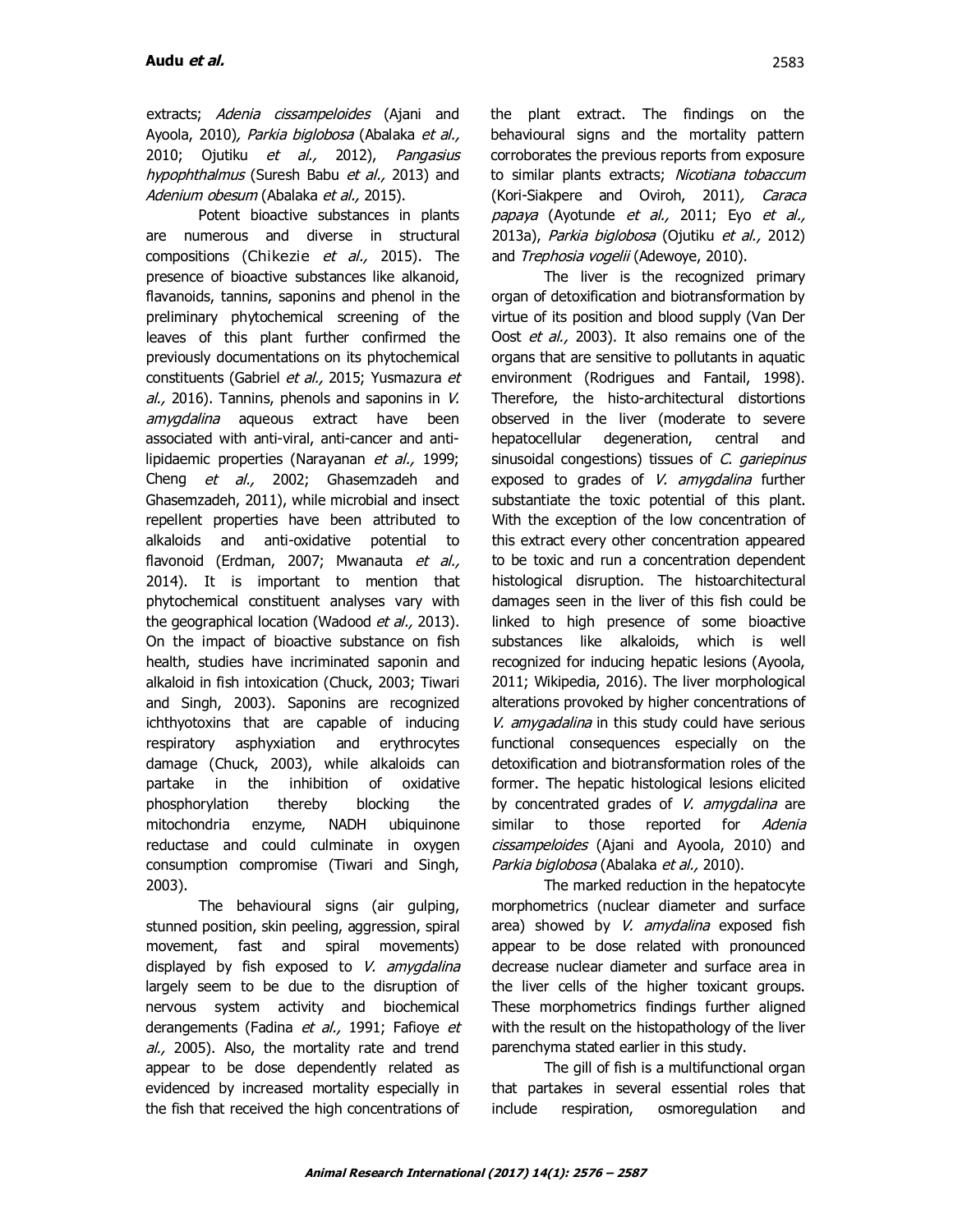extracts; *Adenia cissampeloides* (Ajani and Ayoola, 2010), *Parkia biglobosa* (Abalaka *et al.,* 2010; Ojutiku *et al.,* 2012), *Pangasius hypophthalmus* (Suresh Babu *et al.,* 2013) and *Adenium obesum* (Abalaka *et al.,* 2015).

Potent bioactive substances in plants are numerous and diverse in structural compositions (Chikezie *et al.,* 2015). The presence of bioactive substances like alkanoid, flavanoids, tannins, saponins and phenol in the preliminary phytochemical screening of the leaves of this plant further confirmed the previously documentations on its phytochemical constituents (Gabriel *et al.,* 2015; Yusmazura *et al.,* 2016). Tannins, phenols and saponins in *V. amygdalina* aqueous extract have been associated with anti-viral, anti-cancer and anti-lipidaemic properties (Narayanan *et al.,* 1999; Cheng *et al.,* 2002; Ghasemzadeh and Ghasemzadeh, 2011), while microbial and insect repellent properties have been attributed to alkaloids and anti-oxidative potential to flavonoid (Erdman, 2007; Mwanauta *et al.,* 2014). It is important to mention that phytochemical constituent analyses vary with the geographical location (Wadood *et al.,* 2013). On the impact of bioactive substance on fish health, studies have incriminated saponin and alkaloid in fish intoxication (Chuck, 2003; Tiwari and Singh, 2003). Saponins are recognized ichthyotoxins that are capable of inducing respiratory asphyxiation and erythrocytes damage (Chuck, 2003), while alkaloids can partake in the inhibition of oxidative phosphorylation thereby blocking the mitochondria enzyme, NADH ubiquinone reductase and could culminate in oxygen consumption compromise (Tiwari and Singh, 2003).

The behavioural signs (air gulping, stunned position, skin peeling, aggression, spiral movement, fast and spiral movements) displayed by fish exposed to *V. amygdalina* largely seem to be due to the disruption of nervous system activity and biochemical derangements (Fadina *et al.,* 1991; Fafioye *et al.,* 2005). Also, the mortality rate and trend appear to be dose dependently related as evidenced by increased mortality especially in the fish that received the high concentrations of the plant extract. The findings on the behavioural signs and the mortality pattern corroborates the previous reports from exposure to similar plants extracts; *Nicotiana tobaccum* (Kori-Siakpere and Oviroh, 2011), *Caraca papaya* (Ayotunde *et al.,* 2011; Eyo *et al.,* 2013a), *Parkia biglobosa* (Ojutiku *et al.,* 2012) and *Trephosia vogelii* (Adewoye, 2010).

The liver is the recognized primary organ of detoxification and biotransformation by virtue of its position and blood supply (Van Der Oost *et al.,* 2003). It also remains one of the organs that are sensitive to pollutants in aquatic environment (Rodrigues and Fantail, 1998). Therefore, the histo-architectural distortions observed in the liver (moderate to severe hepatocellular degeneration, central and sinusoidal congestions) tissues of *C. gariepinus* exposed to grades of *V. amygdalina* further substantiate the toxic potential of this plant. With the exception of the low concentration of this extract every other concentration appeared to be toxic and run a concentration dependent histological disruption. The histoarchitectural damages seen in the liver of this fish could be linked to high presence of some bioactive substances like alkaloids, which is well recognized for inducing hepatic lesions (Ayoola, 2011; Wikipedia, 2016). The liver morphological alterations provoked by higher concentrations of *V. amygadalina* in this study could have serious functional consequences especially on the detoxification and biotransformation roles of the former. The hepatic histological lesions elicited by concentrated grades of *V. amygdalina* are similar to those reported for *Adenia cissampeloides* (Ajani and Ayoola, 2010) and *Parkia biglobosa* (Abalaka *et al.,* 2010).

The marked reduction in the hepatocyte morphometrics (nuclear diameter and surface area) showed by *V. amydalina* exposed fish appear to be dose related with pronounced decrease nuclear diameter and surface area in the liver cells of the higher toxicant groups. These morphometrics findings further aligned with the result on the histopathology of the liver parenchyma stated earlier in this study.

The gill of fish is a multifunctional organ that partakes in several essential roles that include respiration, osmoregulation and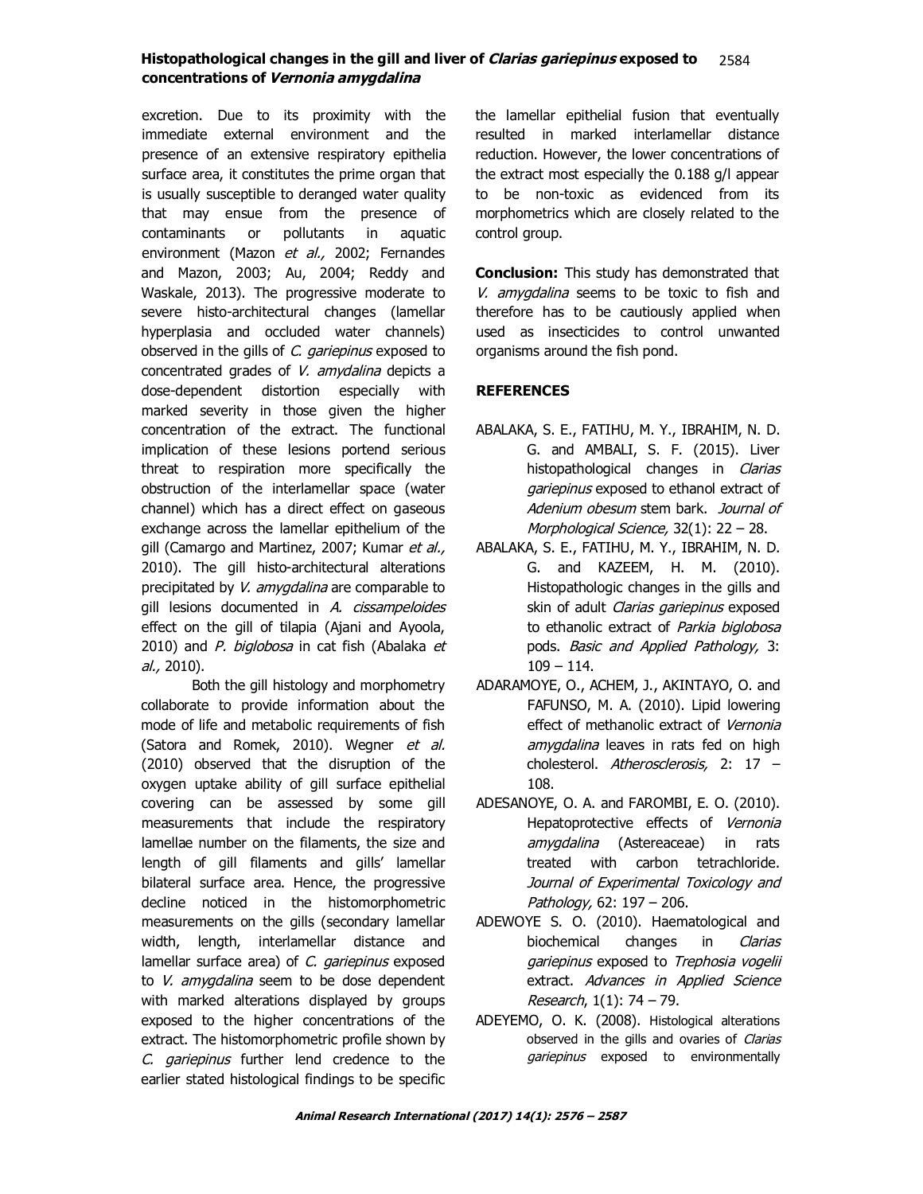excretion. Due to its proximity with the immediate external environment and the presence of an extensive respiratory epithelia surface area, it constitutes the prime organ that is usually susceptible to deranged water quality that may ensue from the presence of contaminants or pollutants in aquatic environment (Mazon *et al.,* 2002; Fernandes and Mazon, 2003; Au, 2004; Reddy and Waskale, 2013). The progressive moderate to severe histo-architectural changes (lamellar hyperplasia and occluded water channels) observed in the gills of *C. gariepinus* exposed to concentrated grades of *V. amydalina* depicts a dose-dependent distortion especially with marked severity in those given the higher concentration of the extract. The functional implication of these lesions portend serious threat to respiration more specifically the obstruction of the interlamellar space (water channel) which has a direct effect on gaseous exchange across the lamellar epithelium of the gill (Camargo and Martinez, 2007; Kumar *et al.,* 2010). The gill histo-architectural alterations precipitated by *V. amygdalina* are comparable to gill lesions documented in *A. cissampeloides* effect on the gill of tilapia (Ajani and Ayoola, 2010) and *P. biglobosa* in cat fish (Abalaka *et al.,* 2010).

Both the gill histology and morphometry collaborate to provide information about the mode of life and metabolic requirements of fish (Satora and Romek, 2010). Wegner *et al.* (2010) observed that the disruption of the oxygen uptake ability of gill surface epithelial covering can be assessed by some gill measurements that include the respiratory lamellae number on the filaments, the size and length of gill filaments and gills' lamellar bilateral surface area. Hence, the progressive decline noticed in the histomorphometric measurements on the gills (secondary lamellar width, length, interlamellar distance and lamellar surface area) of *C. gariepinus* exposed to *V. amygdalina* seem to be dose dependent with marked alterations displayed by groups exposed to the higher concentrations of the extract. The histomorphometric profile shown by *C. gariepinus* further lend credence to the earlier stated histological findings to be specific the lamellar epithelial fusion that eventually resulted in marked interlamellar distance reduction. However, the lower concentrations of the extract most especially the 0.188 g/l appear to be non-toxic as evidenced from its morphometrics which are closely related to the control group.

**Conclusion:** This study has demonstrated that *V. amygdalina* seems to be toxic to fish and therefore has to be cautiously applied when used as insecticides to control unwanted organisms around the fish pond.

## REFERENCES

ABALAKA, S. E., FATIHU, M. Y., IBRAHIM, N. D. G. and AMBALI, S. F. (2015). Liver histopathological changes in *Clarias gariepinus* exposed to ethanol extract of *Adenium obesum* stem bark. *Journal of Morphological Science,* 32(1): 22 – 28.

ABALAKA, S. E., FATIHU, M. Y., IBRAHIM, N. D. G. and KAZEEM, H. M. (2010). Histopathologic changes in the gills and skin of adult *Clarias gariepinus* exposed to ethanolic extract of *Parkia biglobosa* pods. *Basic and Applied Pathology,* 3: 109 – 114.

ADARAMOYE, O., ACHEM, J., AKINTAYO, O. and FAFUNSO, M. A. (2010). Lipid lowering effect of methanolic extract of *Vernonia amygdalina* leaves in rats fed on high cholesterol. *Atherosclerosis,* 2: 17 – 108.

ADESANOYE, O. A. and FAROMBI, E. O. (2010). Hepatoprotective effects of *Vernonia amygdalina* (Astereaceae) in rats treated with carbon tetrachloride. *Journal of Experimental Toxicology and Pathology,* 62: 197 – 206.

ADEWOYE S. O. (2010). Haematological and biochemical changes in *Clarias gariepinus* exposed to *Trephosia vogelii* extract. *Advances in Applied Science Research*, 1(1): 74 – 79.

ADEYEMO, O. K. (2008). Histological alterations observed in the gills and ovaries of *Clarias gariepinus* exposed to environmentally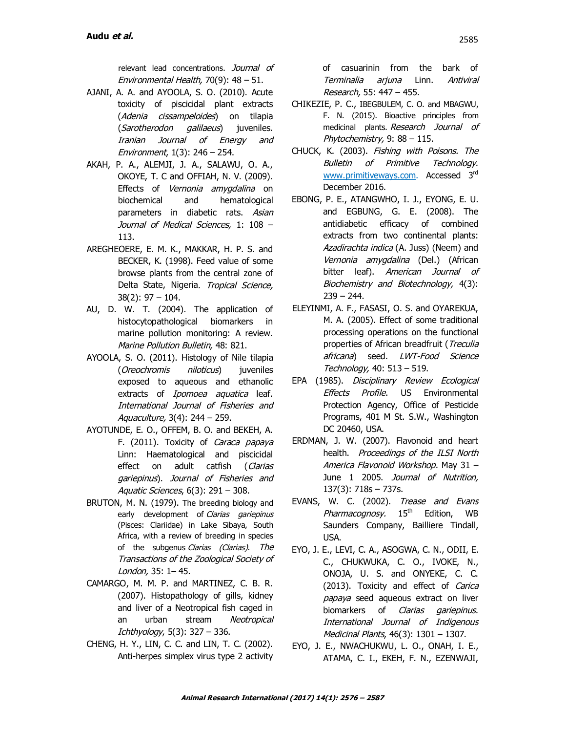relevant lead concentrations. *Journal of Environmental Health,* 70(9): 48 – 51.

AJANI, A. A. and AYOOLA, S. O. (2010). Acute toxicity of piscicidal plant extracts (*Adenia cissampeloides*) on tilapia (*Sarotherodon galilaeus*) juveniles. *Iranian Journal of Energy and Environment*, 1(3): 246 – 254.

AKAH, P. A., ALEMJI, J. A., SALAWU, O. A., OKOYE, T. C and OFFIAH, N. V. (2009). Effects of *Vernonia amygdalina* on biochemical and hematological parameters in diabetic rats. *Asian Journal of Medical Sciences,* 1: 108 – 113.

AREGHEOERE, E. M. K., MAKKAR, H. P. S. and BECKER, K. (1998). Feed value of some browse plants from the central zone of Delta State, Nigeria. *Tropical Science,* 38(2): 97 – 104.

AU, D. W. T. (2004). The application of histocytopathological biomarkers in marine pollution monitoring: A review. *Marine Pollution Bulletin,* 48: 821.

AYOOLA, S. O. (2011). Histology of Nile tilapia (*Oreochromis niloticus*) juveniles exposed to aqueous and ethanolic extracts of *Ipomoea aquatica* leaf. *International Journal of Fisheries and Aquaculture,* 3(4): 244 – 259.

AYOTUNDE, E. O., OFFEM, B. O. and BEKEH, A. F. (2011). Toxicity of *Caraca papaya* Linn: Haematological and piscicidal effect on adult catfish (*Clarias gariepinus*). *Journal of Fisheries and Aquatic Sciences*, 6(3): 291 – 308.

BRUTON, M. N. (1979). The breeding biology and early development of *Clarias gariepinus* (Pisces: Clariidae) in Lake Sibaya, South Africa, with a review of breeding in species of the subgenus *Clarias (Clarias)*. *The Transactions of the Zoological Society of London,* 35: 1– 45.

CAMARGO, M. M. P. and MARTINEZ, C. B. R. (2007). Histopathology of gills, kidney and liver of a Neotropical fish caged in an urban stream *Neotropical Ichthyology*, 5(3): 327 – 336.

CHENG, H. Y., LIN, C. C. and LIN, T. C. (2002). Anti-herpes simplex virus type 2 activity of casuarinin from the bark of *Terminalia arjuna* Linn. *Antiviral Research,* 55: 447 – 455.

CHIKEZIE, P. C., IBEGBULEM, C. O. and MBAGWU, F. N. (2015). Bioactive principles from medicinal plants. *Research Journal of Phytochemistry,* 9: 88 – 115.

CHUCK, K. (2003). *Fishing with Poisons. The Bulletin of Primitive Technology.* www.primitiveways.com. Accessed 3rd December 2016.

EBONG, P. E., ATANGWHO, I. J., EYONG, E. U. and EGBUNG, G. E. (2008). The antidiabetic efficacy of combined extracts from two continental plants: *Azadirachta indica* (A. Juss) (Neem) and *Vernonia amygdalina* (Del.) (African bitter leaf). *American Journal of Biochemistry and Biotechnology,* 4(3): 239 – 244.

ELEYINMI, A. F., FASASI, O. S. and OYAREKUA, M. A. (2005). Effect of some traditional processing operations on the functional properties of African breadfruit (*Treculia africana*) seed. *LWT-Food Science Technology,* 40: 513 – 519.

EPA (1985). *Disciplinary Review Ecological Effects Profile*. US Environmental Protection Agency, Office of Pesticide Programs, 401 M St. S.W., Washington DC 20460, USA.

ERDMAN, J. W. (2007). Flavonoid and heart health. *Proceedings of the ILSI North America Flavonoid Workshop.* May 31 – June 1 2005. *Journal of Nutrition,* 137(3): 718s – 737s.

EVANS, W. C. (2002). *Trease and Evans Pharmacognosy.* 15th Edition, WB Saunders Company, Bailliere Tindall, USA.

EYO, J. E., LEVI, C. A., ASOGWA, C. N., ODII, E. C., CHUKWUKA, C. O., IVOKE, N., ONOJA, U. S. and ONYEKE, C. C. (2013). Toxicity and effect of *Carica papaya* seed aqueous extract on liver biomarkers of *Clarias gariepinus. International Journal of Indigenous Medicinal Plants*, 46(3): 1301 – 1307.

EYO, J. E., NWACHUKWU, L. O., ONAH, I. E., ATAMA, C. I., EKEH, F. N., EZENWAJI,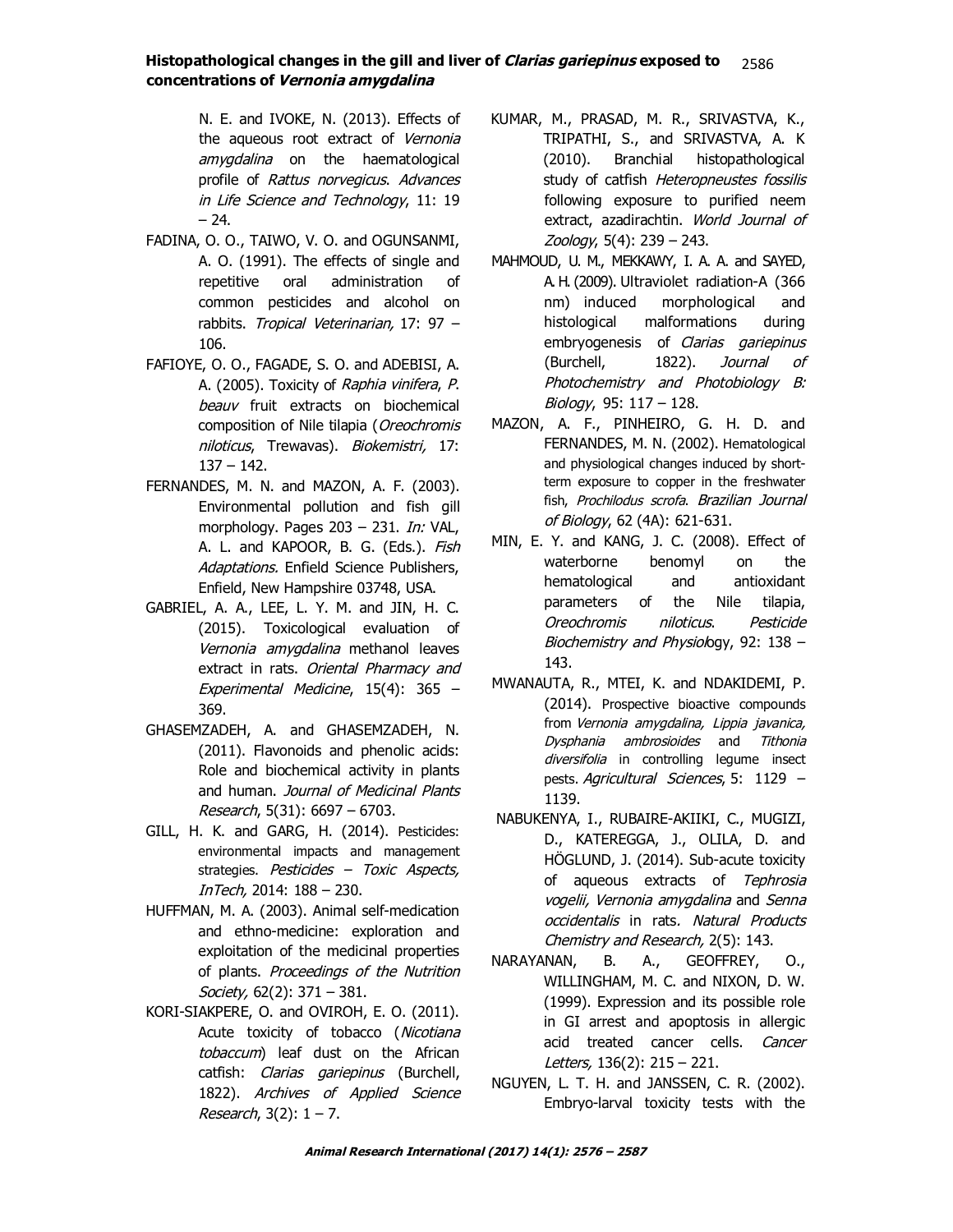N. E. and IVOKE, N. (2013). Effects of the aqueous root extract of *Vernonia amygdalina* on the haematological profile of *Rattus norvegicus*. *Advances in Life Science and Technology*, 11: 19 – 24.

FADINA, O. O., TAIWO, V. O. and OGUNSANMI, A. O. (1991). The effects of single and repetitive oral administration of common pesticides and alcohol on rabbits. *Tropical Veterinarian,* 17: 97 – 106.

FAFIOYE, O. O., FAGADE, S. O. and ADEBISI, A. A. (2005). Toxicity of *Raphia vinifera*, *P. beauv* fruit extracts on biochemical composition of Nile tilapia (*Oreochromis niloticus*, Trewavas). *Biokemistri,* 17: 137 – 142.

FERNANDES, M. N. and MAZON, A. F. (2003). Environmental pollution and fish gill morphology. Pages 203 – 231. *In:* VAL, A. L. and KAPOOR, B. G. (Eds.). *Fish Adaptations.* Enfield Science Publishers, Enfield, New Hampshire 03748, USA.

GABRIEL, A. A., LEE, L. Y. M. and JIN, H. C. (2015). Toxicological evaluation of *Vernonia amygdalina* methanol leaves extract in rats. *Oriental Pharmacy and Experimental Medicine*, 15(4): 365 – 369.

GHASEMZADEH, A. and GHASEMZADEH, N. (2011). Flavonoids and phenolic acids: Role and biochemical activity in plants and human. *Journal of Medicinal Plants Research*, 5(31): 6697 – 6703.

GILL, H. K. and GARG, H. (2014). Pesticides: environmental impacts and management strategies. *Pesticides – Toxic Aspects, InTech,* 2014: 188 – 230.

HUFFMAN, M. A. (2003). Animal self-medication and ethno-medicine: exploration and exploitation of the medicinal properties of plants. *Proceedings of the Nutrition Society,* 62(2): 371 – 381.

KORI-SIAKPERE, O. and OVIROH, E. O. (2011). Acute toxicity of tobacco (*Nicotiana tobaccum*) leaf dust on the African catfish: *Clarias gariepinus* (Burchell, 1822). *Archives of Applied Science Research*, 3(2): 1 – 7.

KUMAR, M., PRASAD, M. R., SRIVASTVA, K., TRIPATHI, S., and SRIVASTVA, A. K (2010). Branchial histopathological study of catfish *Heteropneustes fossilis* following exposure to purified neem extract, azadirachtin. *World Journal of Zoology*, 5(4): 239 – 243.

MAHMOUD, U. M., MEKKAWY, I. A. A. and SAYED, A. H. (2009). Ultraviolet radiation-A (366 nm) induced morphological and histological malformations during embryogenesis of *Clarias gariepinus* (Burchell, 1822). *Journal of Photochemistry and Photobiology B: Biology*, 95: 117 – 128.

MAZON, A. F., PINHEIRO, G. H. D. and FERNANDES, M. N. (2002). Hematological and physiological changes induced by short-term exposure to copper in the freshwater fish, *Prochilodus scrofa*. *Brazilian Journal of Biology*, 62 (4A): 621-631.

MIN, E. Y. and KANG, J. C. (2008). Effect of waterborne benomyl on the hematological and antioxidant parameters of the Nile tilapia, *Oreochromis niloticus*. *Pesticide Biochemistry and Physiology*, 92: 138 – 143.

MWANAUTA, R., MTEI, K. and NDAKIDEMI, P. (2014). Prospective bioactive compounds from *Vernonia amygdalina, Lippia javanica, Dysphania ambrosioides* and *Tithonia diversifolia* in controlling legume insect pests. *Agricultural Sciences*, 5: 1129 – 1139.

NABUKENYA, I., RUBAIRE-AKIIKI, C., MUGIZI, D., KATEREGGA, J., OLILA, D. and HÖGLUND, J. (2014). Sub-acute toxicity of aqueous extracts of *Tephrosia vogelii, Vernonia amygdalina* and *Senna occidentalis* in rats. *Natural Products Chemistry and Research,* 2(5): 143.

NARAYANAN, B. A., GEOFFREY, O., WILLINGHAM, M. C. and NIXON, D. W. (1999). Expression and its possible role in GI arrest and apoptosis in allergic acid treated cancer cells. *Cancer Letters,* 136(2): 215 – 221.

NGUYEN, L. T. H. and JANSSEN, C. R. (2002). Embryo-larval toxicity tests with the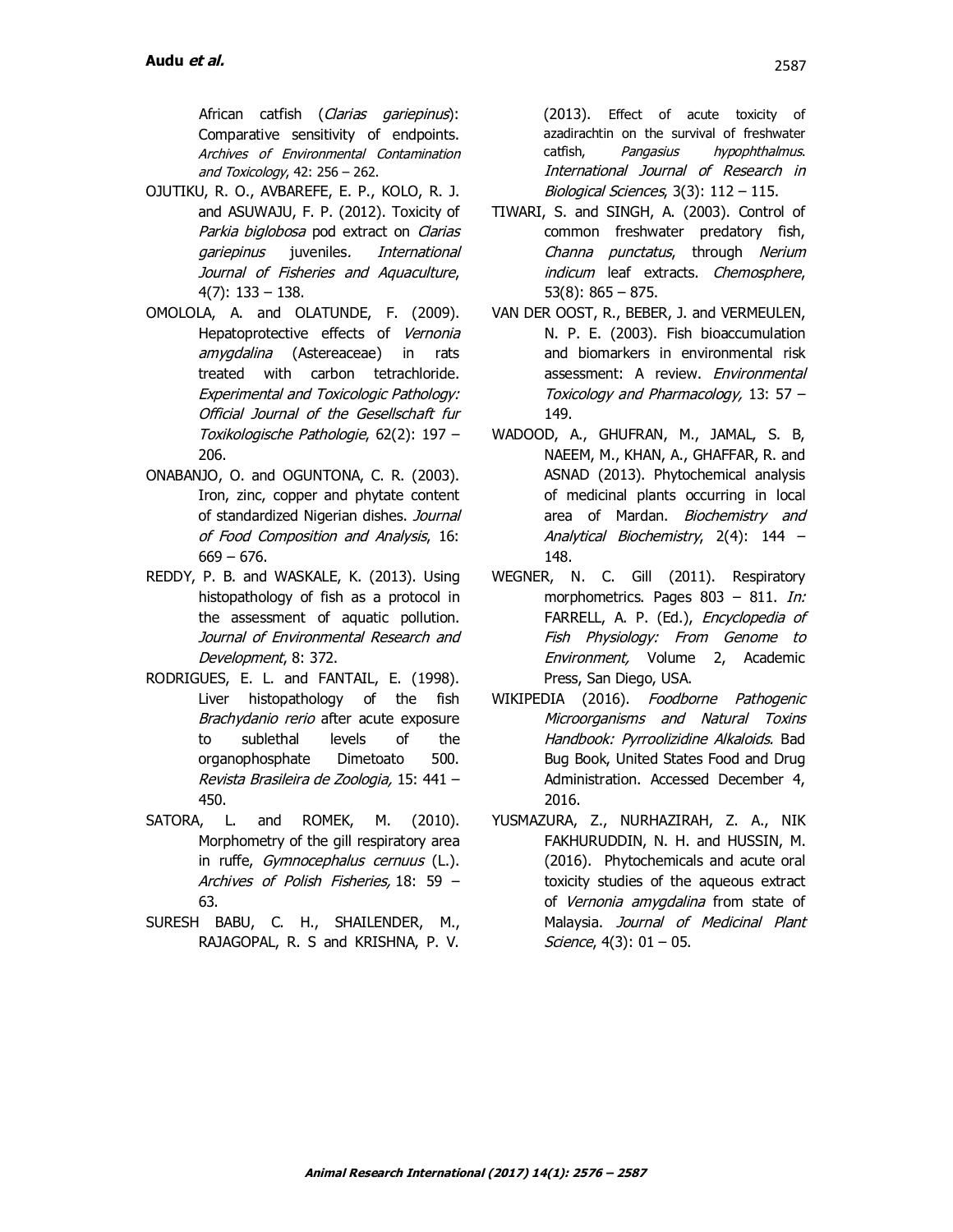African catfish (*Clarias gariepinus*): Comparative sensitivity of endpoints. *Archives of Environmental Contamination and Toxicology*, 42: 256 – 262.

OJUTIKU, R. O., AVBAREFE, E. P., KOLO, R. J. and ASUWAJU, F. P. (2012). Toxicity of *Parkia biglobosa* pod extract on *Clarias gariepinus* juveniles. *International Journal of Fisheries and Aquaculture*, 4(7): 133 – 138.

OMOLOLA, A. and OLATUNDE, F. (2009). Hepatoprotective effects of *Vernonia amygdalina* (Astereaceae) in rats treated with carbon tetrachloride. *Experimental and Toxicologic Pathology: Official Journal of the Gesellschaft fur Toxikologische Pathologie*, 62(2): 197 – 206.

ONABANJO, O. and OGUNTONA, C. R. (2003). Iron, zinc, copper and phytate content of standardized Nigerian dishes. *Journal of Food Composition and Analysis*, 16: 669 – 676.

REDDY, P. B. and WASKALE, K. (2013). Using histopathology of fish as a protocol in the assessment of aquatic pollution. *Journal of Environmental Research and Development*, 8: 372.

RODRIGUES, E. L. and FANTAIL, E. (1998). Liver histopathology of the fish *Brachydanio rerio* after acute exposure to sublethal levels of the organophosphate Dimetoato 500. *Revista Brasileira de Zoologia,* 15: 441 – 450.

SATORA, L. and ROMEK, M. (2010). Morphometry of the gill respiratory area in ruffe, *Gymnocephalus cernuus* (L.). *Archives of Polish Fisheries,* 18: 59 – 63.

SURESH BABU, C. H., SHAILENDER, M., RAJAGOPAL, R. S and KRISHNA, P. V. (2013). Effect of acute toxicity of azadirachtin on the survival of freshwater catfish, *Pangasius hypophthalmus*. *International Journal of Research in Biological Sciences*, 3(3): 112 – 115.

TIWARI, S. and SINGH, A. (2003). Control of common freshwater predatory fish, *Channa punctatus*, through *Nerium indicum* leaf extracts. *Chemosphere*, 53(8): 865 – 875.

VAN DER OOST, R., BEBER, J. and VERMEULEN, N. P. E. (2003). Fish bioaccumulation and biomarkers in environmental risk assessment: A review. *Environmental Toxicology and Pharmacology,* 13: 57 – 149.

WADOOD, A., GHUFRAN, M., JAMAL, S. B, NAEEM, M., KHAN, A., GHAFFAR, R. and ASNAD (2013). Phytochemical analysis of medicinal plants occurring in local area of Mardan. *Biochemistry and Analytical Biochemistry*, 2(4): 144 – 148.

WEGNER, N. C. Gill (2011). Respiratory morphometrics. Pages 803 – 811. *In:* FARRELL, A. P. (Ed.), *Encyclopedia of Fish Physiology: From Genome to Environment,* Volume 2, Academic Press, San Diego, USA.

WIKIPEDIA (2016). *Foodborne Pathogenic Microorganisms and Natural Toxins Handbook: Pyrroolizidine Alkaloids.* Bad Bug Book, United States Food and Drug Administration. Accessed December 4, 2016.

YUSMAZURA, Z., NURHAZIRAH, Z. A., NIK FAKHURUDDIN, N. H. and HUSSIN, M. (2016). Phytochemicals and acute oral toxicity studies of the aqueous extract of *Vernonia amygdalina* from state of Malaysia. *Journal of Medicinal Plant Science*, 4(3): 01 – 05.